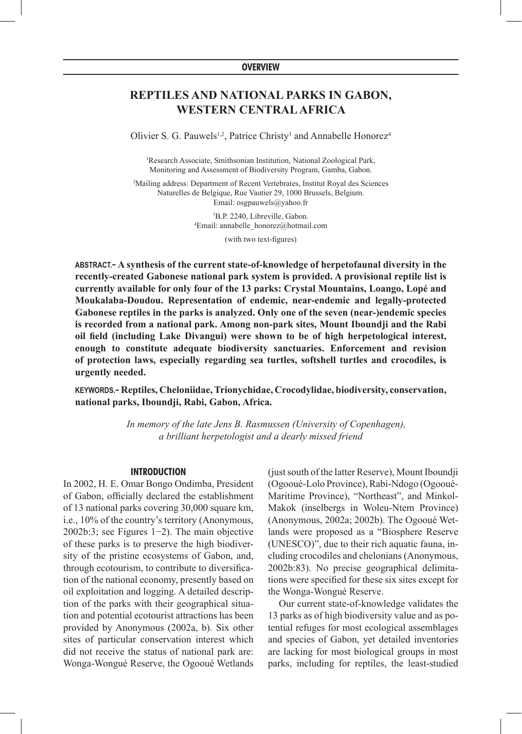**OVERVIEW**

# REPTILES AND NATIONAL PARKS IN GABON, WESTERN CENTRAL AFRICA

Olivier S. G. Pauwels[1,2], Patrice Christy[3] and Annabelle Honorez[4]

[1]Research Associate, Smithsonian Institution, National Zoological Park, Monitoring and Assessment of Biodiversity Program, Gamba, Gabon.

[2]Mailing address: Department of Recent Vertebrates, Institut Royal des Sciences Naturelles de Belgique, Rue Vautier 29, 1000 Brussels, Belgium. Email: osgpauwels@yahoo.fr

[3]B.P. 2240, Libreville, Gabon.
[4]Email: annabelle_honorez@hotmail.com

(with two text-figures)

**ABSTRACT.– A synthesis of the current state-of-knowledge of herpetofaunal diversity in the recently-created Gabonese national park system is provided. A provisional reptile list is currently available for only four of the 13 parks: Crystal Mountains, Loango, Lopé and Moukalaba-Doudou. Representation of endemic, near-endemic and legally-protected Gabonese reptiles in the parks is analyzed. Only one of the seven (near-)endemic species is recorded from a national park. Among non-park sites, Mount Iboundji and the Rabi oil field (including Lake Divangui) were shown to be of high herpetological interest, enough to constitute adequate biodiversity sanctuaries. Enforcement and revision of protection laws, especially regarding sea turtles, softshell turtles and crocodiles, is urgently needed.**

**KEYWORDS.– Reptiles, Cheloniidae, Trionychidae, Crocodylidae, biodiversity, conservation, national parks, Iboundji, Rabi, Gabon, Africa.**

*In memory of the late Jens B. Rasmussen (University of Copenhagen), a brilliant herpetologist and a dearly missed friend*

## INTRODUCTION

In 2002, H. E. Omar Bongo Ondimba, President of Gabon, officially declared the establishment of 13 national parks covering 30,000 square km, i.e., 10% of the country's territory (Anonymous, 2002b:3; see Figures 1−2). The main objective of these parks is to preserve the high biodiversity of the pristine ecosystems of Gabon, and, through ecotourism, to contribute to diversification of the national economy, presently based on oil exploitation and logging. A detailed description of the parks with their geographical situation and potential ecotourist attractions has been provided by Anonymous (2002a, b). Six other sites of particular conservation interest which did not receive the status of national park are: Wonga-Wongué Reserve, the Ogooué Wetlands (just south of the latter Reserve), Mount Iboundji (Ogooué-Lolo Province), Rabi-Ndogo (Ogooué-Maritime Province), "Northeast", and Minkol-Makok (inselbergs in Woleu-Ntem Province) (Anonymous, 2002a; 2002b). The Ogooué Wetlands were proposed as a "Biosphere Reserve (UNESCO)", due to their rich aquatic fauna, including crocodiles and chelonians (Anonymous, 2002b:83). No precise geographical delimitations were specified for these six sites except for the Wonga-Wongué Reserve.

Our current state-of-knowledge validates the 13 parks as of high biodiversity value and as potential refuges for most ecological assemblages and species of Gabon, yet detailed inventories are lacking for most biological groups in most parks, including for reptiles, the least-studied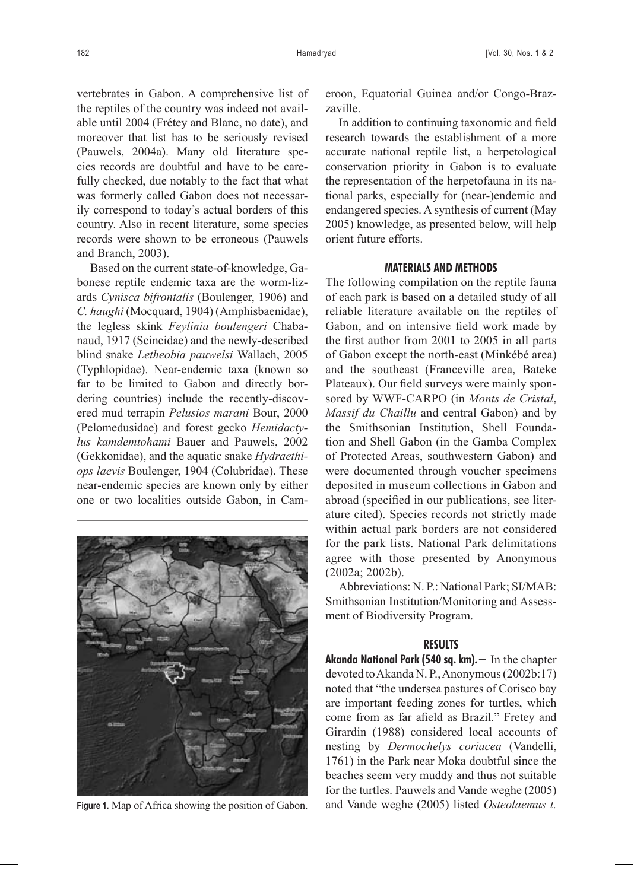vertebrates in Gabon. A comprehensive list of the reptiles of the country was indeed not available until 2004 (Frétey and Blanc, no date), and moreover that list has to be seriously revised (Pauwels, 2004a). Many old literature species records are doubtful and have to be carefully checked, due notably to the fact that what was formerly called Gabon does not necessarily correspond to today's actual borders of this country. Also in recent literature, some species records were shown to be erroneous (Pauwels and Branch, 2003).

Based on the current state-of-knowledge, Gabonese reptile endemic taxa are the worm-lizards *Cynisca bifrontalis* (Boulenger, 1906) and *C. haughi* (Mocquard, 1904) (Amphisbaenidae), the legless skink *Feylinia boulengeri* Chabanaud, 1917 (Scincidae) and the newly-described blind snake *Letheobia pauwelsi* Wallach, 2005 (Typhlopidae). Near-endemic taxa (known so far to be limited to Gabon and directly bordering countries) include the recently-discovered mud terrapin *Pelusios marani* Bour, 2000 (Pelomedusidae) and forest gecko *Hemidactylus kamdemtohami* Bauer and Pauwels, 2002 (Gekkonidae), and the aquatic snake *Hydraethiops laevis* Boulenger, 1904 (Colubridae). These near-endemic species are known only by either one or two localities outside Gabon, in Cameroon, Equatorial Guinea and/or Congo-Brazzaville.

Figure 1. Map of Africa showing the position of Gabon.

In addition to continuing taxonomic and field research towards the establishment of a more accurate national reptile list, a herpetological conservation priority in Gabon is to evaluate the representation of the herpetofauna in its national parks, especially for (near-)endemic and endangered species. A synthesis of current (May 2005) knowledge, as presented below, will help orient future efforts.

## MATERIALS AND METHODS

The following compilation on the reptile fauna of each park is based on a detailed study of all reliable literature available on the reptiles of Gabon, and on intensive field work made by the first author from 2001 to 2005 in all parts of Gabon except the north-east (Minkébé area) and the southeast (Franceville area, Bateke Plateaux). Our field surveys were mainly sponsored by WWF-CARPO (in *Monts de Cristal*, *Massif du Chaillu* and central Gabon) and by the Smithsonian Institution, Shell Foundation and Shell Gabon (in the Gamba Complex of Protected Areas, southwestern Gabon) and were documented through voucher specimens deposited in museum collections in Gabon and abroad (specified in our publications, see literature cited). Species records not strictly made within actual park borders are not considered for the park lists. National Park delimitations agree with those presented by Anonymous (2002a; 2002b).

Abbreviations: N. P.: National Park; SI/MAB: Smithsonian Institution/Monitoring and Assessment of Biodiversity Program.

## RESULTS

**Akanda National Park (540 sq. km).—** In the chapter devoted to Akanda N. P., Anonymous (2002b:17) noted that "the undersea pastures of Corisco bay are important feeding zones for turtles, which come from as far afield as Brazil." Fretey and Girardin (1988) considered local accounts of nesting by *Dermochelys coriacea* (Vandelli, 1761) in the Park near Moka doubtful since the beaches seem very muddy and thus not suitable for the turtles. Pauwels and Vande weghe (2005) and Vande weghe (2005) listed *Osteolaemus t.*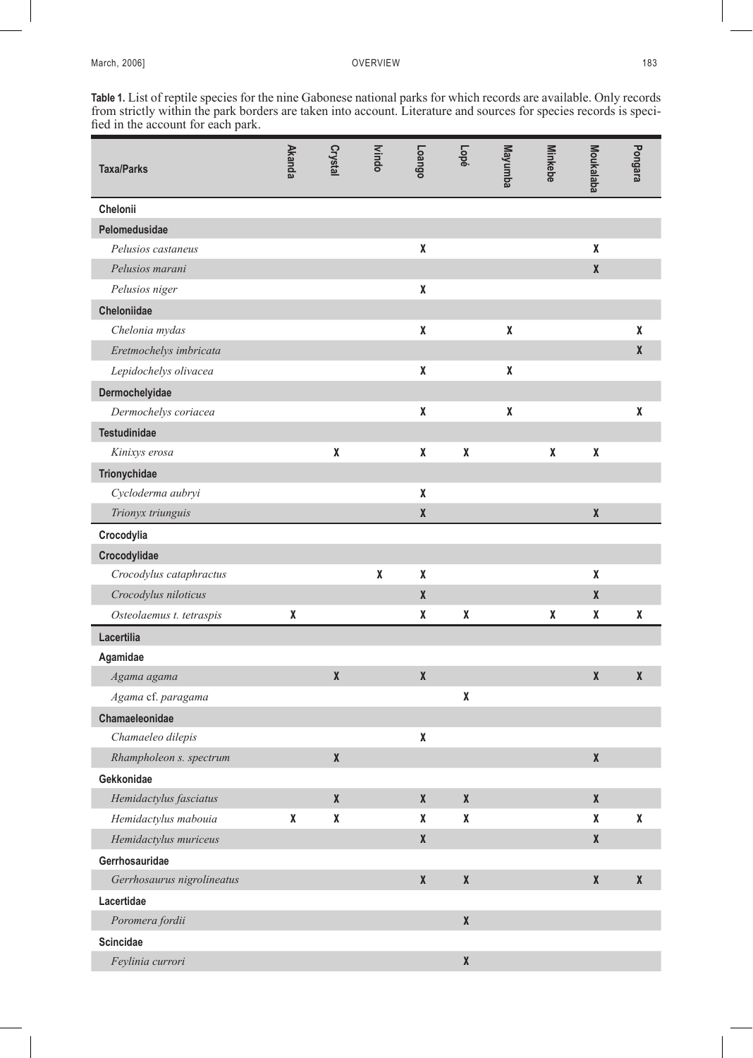**Table 1.** List of reptile species for the nine Gabonese national parks for which records are available. Only records from strictly within the park borders are taken into account. Literature and sources for species records is specified in the account for each park.

| Taxa/Parks | Akanda | Crystal | Ivindo | Loango | Lopé | Mayumba | Minkebe | Moukalaba | Pongara |
|---|---|---|---|---|---|---|---|---|---|
| **Chelonii** | | | | | | | | | |
| **Pelomedusidae** | | | | | | | | | |
| *Pelusios castaneus* | | | | X | | | | X | |
| *Pelusios marani* | | | | | | | | X | |
| *Pelusios niger* | | | | X | | | | | |
| **Cheloniidae** | | | | | | | | | |
| *Chelonia mydas* | | | | X | | X | | | X |
| *Eretmochelys imbricata* | | | | | | | | | X |
| *Lepidochelys olivacea* | | | | X | | X | | | |
| **Dermochelyidae** | | | | | | | | | |
| *Dermochelys coriacea* | | | | X | | X | | | X |
| **Testudinidae** | | | | | | | | | |
| *Kinixys erosa* | | X | | X | X | | X | X | |
| **Trionychidae** | | | | | | | | | |
| *Cycloderma aubryi* | | | | X | | | | | |
| *Trionyx triunguis* | | | | X | | | | X | |
| **Crocodylia** | | | | | | | | | |
| **Crocodylidae** | | | | | | | | | |
| *Crocodylus cataphractus* | | | X | X | | | | X | |
| *Crocodylus niloticus* | | | | X | | | | X | |
| *Osteolaemus t. tetraspis* | X | | | X | X | | X | X | X |
| **Lacertilia** | | | | | | | | | |
| **Agamidae** | | | | | | | | | |
| *Agama agama* | | X | | X | | | | X | X |
| *Agama* cf. *paragama* | | | | | X | | | | |
| **Chamaeleonidae** | | | | | | | | | |
| *Chamaeleo dilepis* | | | | X | | | | | |
| *Rhampholeon s. spectrum* | | X | | | | | | X | |
| **Gekkonidae** | | | | | | | | | |
| *Hemidactylus fasciatus* | | X | | X | X | | | X | |
| *Hemidactylus mabouia* | X | X | | X | X | | | X | X |
| *Hemidactylus muriceus* | | | | X | | | | X | |
| **Gerrhosauridae** | | | | | | | | | |
| *Gerrhosaurus nigrolineatus* | | | | X | X | | | X | X |
| **Lacertidae** | | | | | | | | | |
| *Poromera fordii* | | | | | X | | | | |
| **Scincidae** | | | | | | | | | |
| *Feylinia currori* | | | | | X | | | | |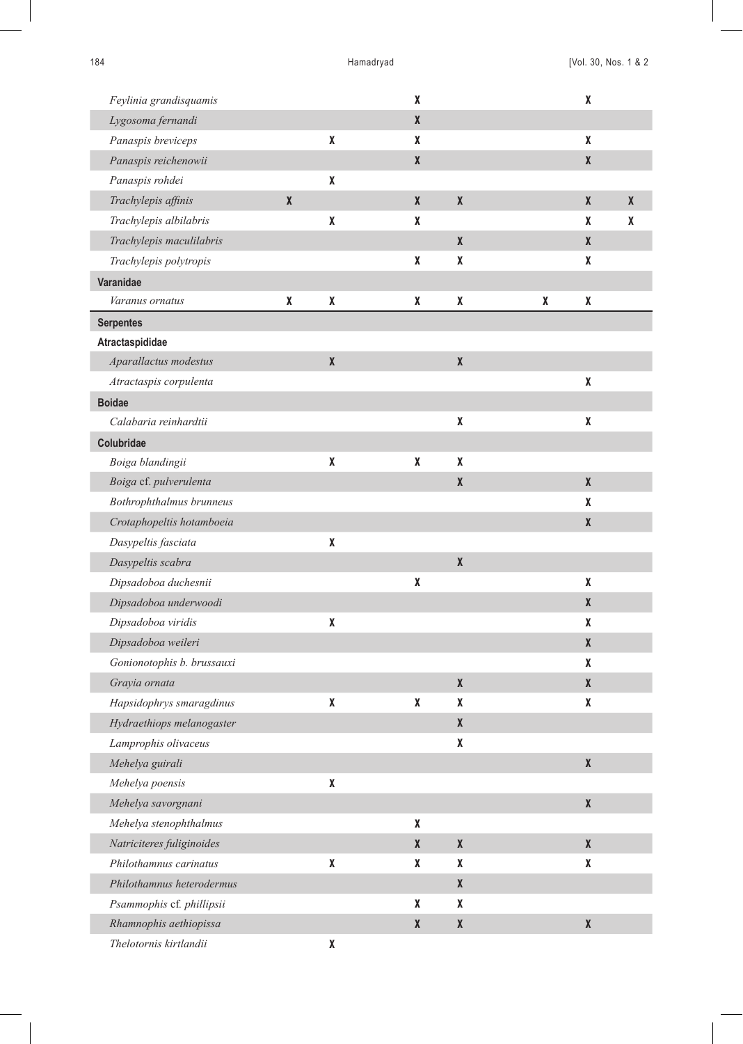| | | | | | | | | | |
|---|---|---|---|---|---|---|---|---|---|
| *Feylinia grandisquamis* | | | | X | | | | X | |
| *Lygosoma fernandi* | | | | X | | | | | |
| *Panaspis breviceps* | | X | | X | | | | X | |
| *Panaspis reichenowii* | | | | X | | | | X | |
| *Panaspis rohdei* | | X | | | | | | | |
| *Trachylepis affinis* | X | | | X | X | | | X | X |
| *Trachylepis albilabris* | | X | | X | | | | X | X |
| *Trachylepis maculilabris* | | | | | X | | | X | |
| *Trachylepis polytropis* | | | | X | X | | | X | |
| **Varanidae** | | | | | | | | | |
| *Varanus ornatus* | X | X | | X | X | | X | X | |
| **Serpentes** | | | | | | | | | |
| **Atractaspididae** | | | | | | | | | |
| *Aparallactus modestus* | | X | | | X | | | | |
| *Atractaspis corpulenta* | | | | | | | | X | |
| **Boidae** | | | | | | | | | |
| *Calabaria reinhardtii* | | | | | X | | | X | |
| **Colubridae** | | | | | | | | | |
| *Boiga blandingii* | | X | | X | X | | | | |
| *Boiga* cf. *pulverulenta* | | | | | X | | | X | |
| *Bothrophthalmus brunneus* | | | | | | | | X | |
| *Crotaphopeltis hotamboeia* | | | | | | | | X | |
| *Dasypeltis fasciata* | | X | | | | | | | |
| *Dasypeltis scabra* | | | | | X | | | | |
| *Dipsadoboa duchesnii* | | | | X | | | | X | |
| *Dipsadoboa underwoodi* | | | | | | | | X | |
| *Dipsadoboa viridis* | | X | | | | | | X | |
| *Dipsadoboa weileri* | | | | | | | | X | |
| *Gonionotophis b. brussauxi* | | | | | | | | X | |
| *Grayia ornata* | | | | | X | | | X | |
| *Hapsidophrys smaragdinus* | | X | | X | X | | | X | |
| *Hydraethiops melanogaster* | | | | | X | | | | |
| *Lamprophis olivaceus* | | | | | X | | | | |
| *Mehelya guirali* | | | | | | | | X | |
| *Mehelya poensis* | | X | | | | | | | |
| *Mehelya savorgnani* | | | | | | | | X | |
| *Mehelya stenophthalmus* | | | | X | | | | | |
| *Natriciteres fuliginoides* | | | | X | X | | | X | |
| *Philothamnus carinatus* | | X | | X | X | | | X | |
| *Philothamnus heterodermus* | | | | | X | | | | |
| *Psammophis* cf. *phillipsii* | | | | X | X | | | | |
| *Rhamnophis aethiopissa* | | | | X | X | | | X | |
| *Thelotornis kirtlandii* | | X | | | | | | | |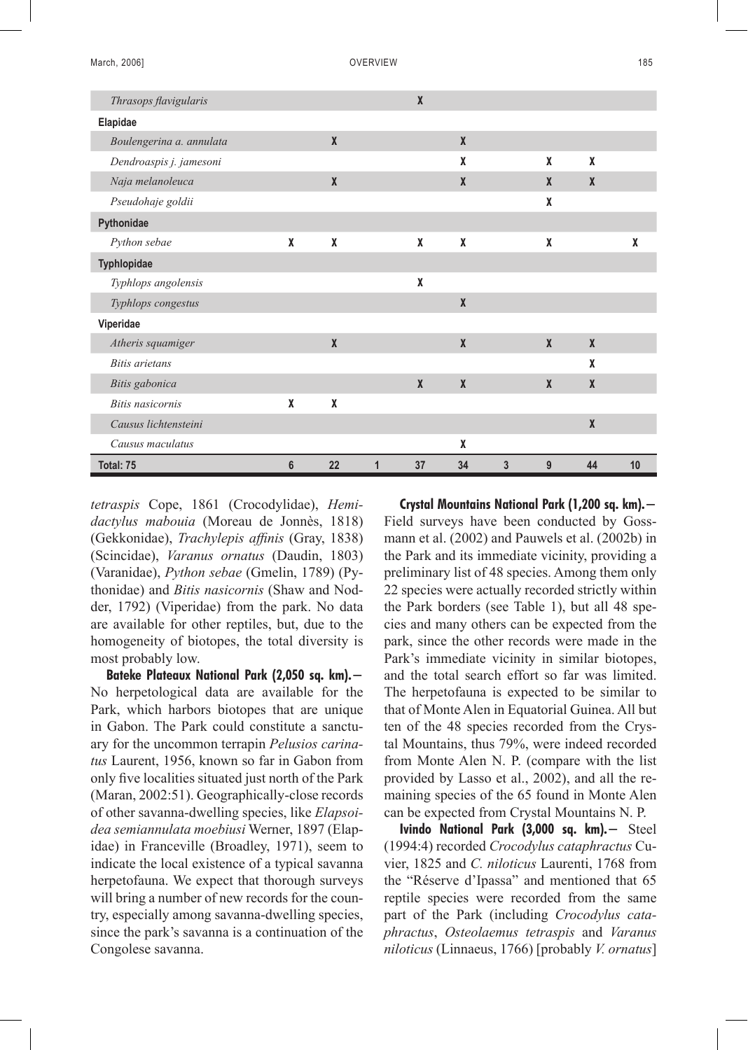| | | | | | | | | | |
|---|---|---|---|---|---|---|---|---|---|
| *Thrasops flavigularis* | | | | X | | | | | |
| **Elapidae** | | | | | | | | | |
| *Boulengerina a. annulata* | | X | | | X | | | | |
| *Dendroaspis j. jamesoni* | | | | | X | | X | X | |
| *Naja melanoleuca* | | X | | | X | | X | X | |
| *Pseudohaje goldii* | | | | | | | X | | |
| **Pythonidae** | | | | | | | | | |
| *Python sebae* | X | X | | X | X | | X | | X |
| **Typhlopidae** | | | | | | | | | |
| *Typhlops angolensis* | | | | X | | | | | |
| *Typhlops congestus* | | | | | X | | | | |
| **Viperidae** | | | | | | | | | |
| *Atheris squamiger* | | X | | | X | | X | X | |
| *Bitis arietans* | | | | | | | | X | |
| *Bitis gabonica* | | | | X | X | | X | X | |
| *Bitis nasicornis* | X | X | | | | | | | |
| *Causus lichtensteini* | | | | | | | | X | |
| *Causus maculatus* | | | | | X | | | | |
| **Total: 75** | **6** | **22** | **1** | **37** | **34** | **3** | **9** | **44** | **10** |

*tetraspis* Cope, 1861 (Crocodylidae), *Hemidactylus mabouia* (Moreau de Jonnès, 1818) (Gekkonidae), *Trachylepis affinis* (Gray, 1838) (Scincidae), *Varanus ornatus* (Daudin, 1803) (Varanidae), *Python sebae* (Gmelin, 1789) (Pythonidae) and *Bitis nasicornis* (Shaw and Nodder, 1792) (Viperidae) from the park. No data are available for other reptiles, but, due to the homogeneity of biotopes, the total diversity is most probably low.

**Bateke Plateaux National Park (2,050 sq. km).—** No herpetological data are available for the Park, which harbors biotopes that are unique in Gabon. The Park could constitute a sanctuary for the uncommon terrapin *Pelusios carinatus* Laurent, 1956, known so far in Gabon from only five localities situated just north of the Park (Maran, 2002:51). Geographically-close records of other savanna-dwelling species, like *Elapsoidea semiannulata moebiusi* Werner, 1897 (Elapidae) in Franceville (Broadley, 1971), seem to indicate the local existence of a typical savanna herpetofauna. We expect that thorough surveys will bring a number of new records for the country, especially among savanna-dwelling species, since the park's savanna is a continuation of the Congolese savanna.

**Crystal Mountains National Park (1,200 sq. km).—** Field surveys have been conducted by Gossmann et al. (2002) and Pauwels et al. (2002b) in the Park and its immediate vicinity, providing a preliminary list of 48 species. Among them only 22 species were actually recorded strictly within the Park borders (see Table 1), but all 48 species and many others can be expected from the park, since the other records were made in the Park's immediate vicinity in similar biotopes, and the total search effort so far was limited. The herpetofauna is expected to be similar to that of Monte Alen in Equatorial Guinea. All but ten of the 48 species recorded from the Crystal Mountains, thus 79%, were indeed recorded from Monte Alen N. P. (compare with the list provided by Lasso et al., 2002), and all the remaining species of the 65 found in Monte Alen can be expected from Crystal Mountains N. P.

**Ivindo National Park (3,000 sq. km).—** Steel (1994:4) recorded *Crocodylus cataphractus* Cuvier, 1825 and *C. niloticus* Laurenti, 1768 from the "Réserve d'Ipassa" and mentioned that 65 reptile species were recorded from the same part of the Park (including *Crocodylus cataphractus*, *Osteolaemus tetraspis* and *Varanus niloticus* (Linnaeus, 1766) [probably *V. ornatus*]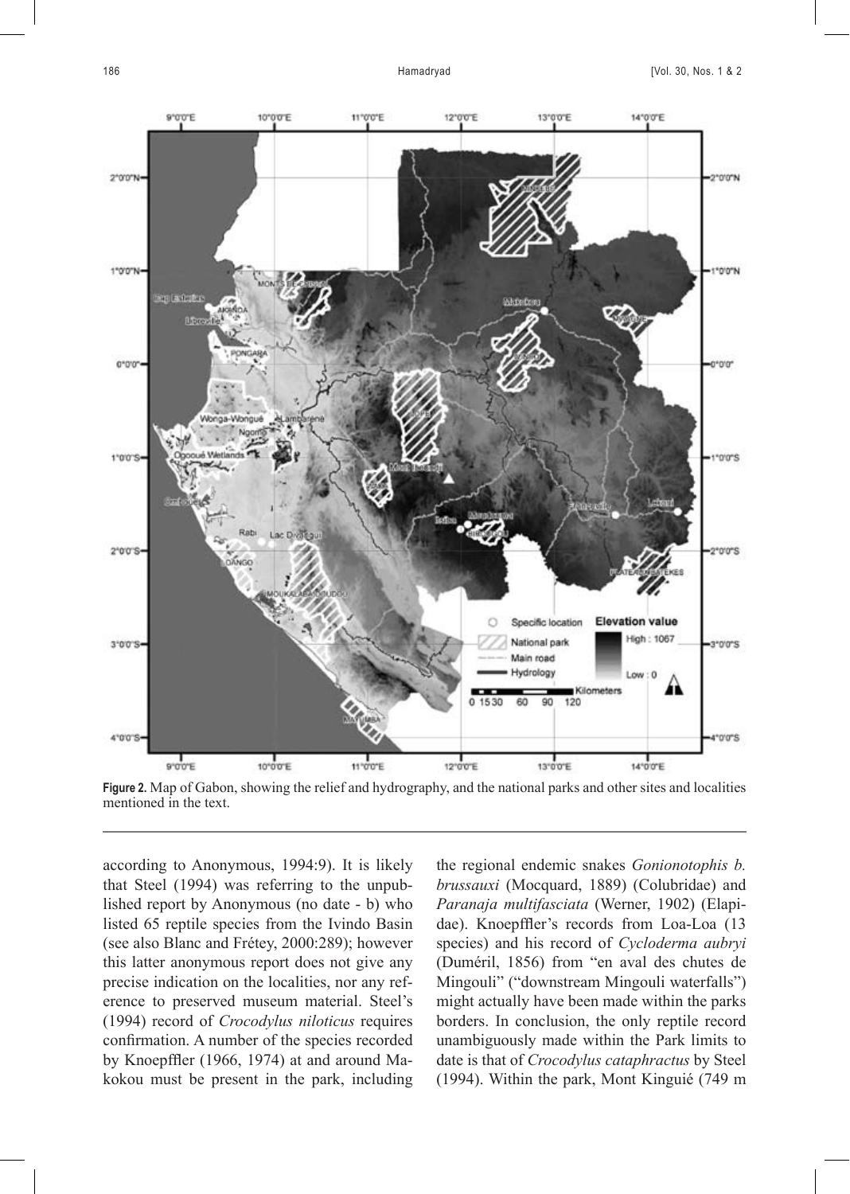Figure 2. Map of Gabon, showing the relief and hydrography, and the national parks and other sites and localities mentioned in the text.

according to Anonymous, 1994:9). It is likely that Steel (1994) was referring to the unpublished report by Anonymous (no date - b) who listed 65 reptile species from the Ivindo Basin (see also Blanc and Frétey, 2000:289); however this latter anonymous report does not give any precise indication on the localities, nor any reference to preserved museum material. Steel's (1994) record of *Crocodylus niloticus* requires confirmation. A number of the species recorded by Knoepffler (1966, 1974) at and around Makokou must be present in the park, including the regional endemic snakes *Gonionotophis b. brussauxi* (Mocquard, 1889) (Colubridae) and *Paranaja multifasciata* (Werner, 1902) (Elapidae). Knoepffler's records from Loa-Loa (13 species) and his record of *Cycloderma aubryi* (Duméril, 1856) from "en aval des chutes de Mingouli" ("downstream Mingouli waterfalls") might actually have been made within the parks borders. In conclusion, the only reptile record unambiguously made within the Park limits to date is that of *Crocodylus cataphractus* by Steel (1994). Within the park, Mont Kinguié (749 m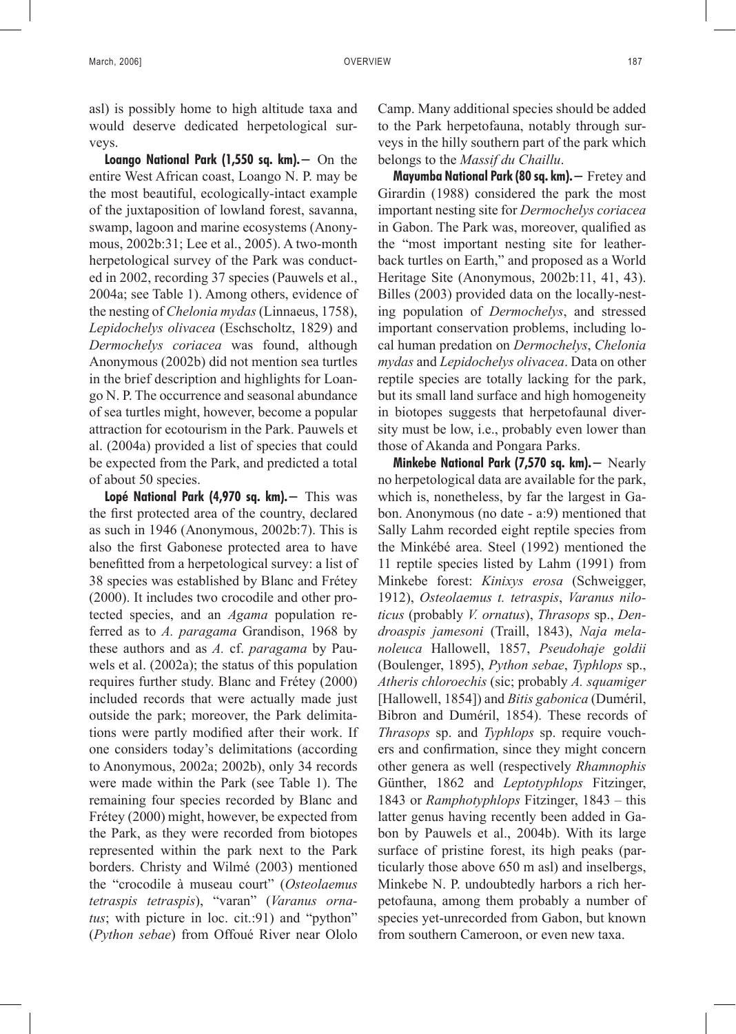asl) is possibly home to high altitude taxa and would deserve dedicated herpetological surveys.

**Loango National Park (1,550 sq. km).—** On the entire West African coast, Loango N. P. may be the most beautiful, ecologically-intact example of the juxtaposition of lowland forest, savanna, swamp, lagoon and marine ecosystems (Anonymous, 2002b:31; Lee et al., 2005). A two-month herpetological survey of the Park was conducted in 2002, recording 37 species (Pauwels et al., 2004a; see Table 1). Among others, evidence of the nesting of *Chelonia mydas* (Linnaeus, 1758), *Lepidochelys olivacea* (Eschscholtz, 1829) and *Dermochelys coriacea* was found, although Anonymous (2002b) did not mention sea turtles in the brief description and highlights for Loango N. P. The occurrence and seasonal abundance of sea turtles might, however, become a popular attraction for ecotourism in the Park. Pauwels et al. (2004a) provided a list of species that could be expected from the Park, and predicted a total of about 50 species.

**Lopé National Park (4,970 sq. km).—** This was the first protected area of the country, declared as such in 1946 (Anonymous, 2002b:7). This is also the first Gabonese protected area to have benefitted from a herpetological survey: a list of 38 species was established by Blanc and Frétey (2000). It includes two crocodile and other protected species, and an *Agama* population referred as to *A. paragama* Grandison, 1968 by these authors and as *A.* cf. *paragama* by Pauwels et al. (2002a); the status of this population requires further study. Blanc and Frétey (2000) included records that were actually made just outside the park; moreover, the Park delimitations were partly modified after their work. If one considers today's delimitations (according to Anonymous, 2002a; 2002b), only 34 records were made within the Park (see Table 1). The remaining four species recorded by Blanc and Frétey (2000) might, however, be expected from the Park, as they were recorded from biotopes represented within the park next to the Park borders. Christy and Wilmé (2003) mentioned the "crocodile à museau court" (*Osteolaemus tetraspis tetraspis*), "varan" (*Varanus ornatus*; with picture in loc. cit.:91) and "python" (*Python sebae*) from Offoué River near Ololo Camp. Many additional species should be added to the Park herpetofauna, notably through surveys in the hilly southern part of the park which belongs to the *Massif du Chaillu*.

**Mayumba National Park (80 sq. km).—** Fretey and Girardin (1988) considered the park the most important nesting site for *Dermochelys coriacea* in Gabon. The Park was, moreover, qualified as the "most important nesting site for leatherback turtles on Earth," and proposed as a World Heritage Site (Anonymous, 2002b:11, 41, 43). Billes (2003) provided data on the locally-nesting population of *Dermochelys*, and stressed important conservation problems, including local human predation on *Dermochelys*, *Chelonia mydas* and *Lepidochelys olivacea*. Data on other reptile species are totally lacking for the park, but its small land surface and high homogeneity in biotopes suggests that herpetofaunal diversity must be low, i.e., probably even lower than those of Akanda and Pongara Parks.

**Minkebe National Park (7,570 sq. km).—** Nearly no herpetological data are available for the park, which is, nonetheless, by far the largest in Gabon. Anonymous (no date - a:9) mentioned that Sally Lahm recorded eight reptile species from the Minkébé area. Steel (1992) mentioned the 11 reptile species listed by Lahm (1991) from Minkebe forest: *Kinixys erosa* (Schweigger, 1912), *Osteolaemus t. tetraspis*, *Varanus niloticus* (probably *V. ornatus*), *Thrasops* sp., *Dendroaspis jamesoni* (Traill, 1843), *Naja melanoleuca* Hallowell, 1857, *Pseudohaje goldii* (Boulenger, 1895), *Python sebae*, *Typhlops* sp., *Atheris chloroechis* (sic; probably *A. squamiger* [Hallowell, 1854]) and *Bitis gabonica* (Duméril, Bibron and Duméril, 1854). These records of *Thrasops* sp. and *Typhlops* sp. require vouchers and confirmation, since they might concern other genera as well (respectively *Rhamnophis* Günther, 1862 and *Leptotyphlops* Fitzinger, 1843 or *Ramphotyphlops* Fitzinger, 1843 – this latter genus having recently been added in Gabon by Pauwels et al., 2004b). With its large surface of pristine forest, its high peaks (particularly those above 650 m asl) and inselbergs, Minkebe N. P. undoubtedly harbors a rich herpetofauna, among them probably a number of species yet-unrecorded from Gabon, but known from southern Cameroon, or even new taxa.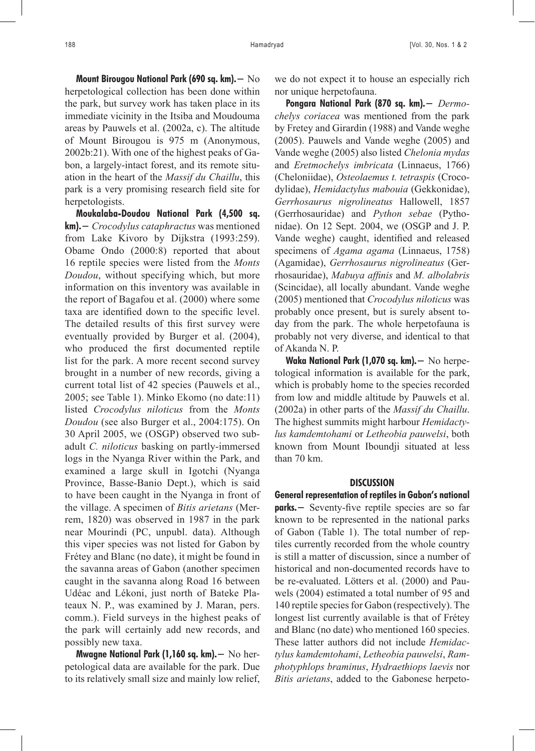**Mount Birougou National Park (690 sq. km).**— No herpetological collection has been done within the park, but survey work has taken place in its immediate vicinity in the Itsiba and Moudouma areas by Pauwels et al. (2002a, c). The altitude of Mount Birougou is 975 m (Anonymous, 2002b:21). With one of the highest peaks of Gabon, a largely-intact forest, and its remote situation in the heart of the *Massif du Chaillu*, this park is a very promising research field site for herpetologists.

**Moukalaba-Doudou National Park (4,500 sq. km).**— *Crocodylus cataphractus* was mentioned from Lake Kivoro by Dijkstra (1993:259). Obame Ondo (2000:8) reported that about 16 reptile species were listed from the *Monts Doudou*, without specifying which, but more information on this inventory was available in the report of Bagafou et al. (2000) where some taxa are identified down to the specific level. The detailed results of this first survey were eventually provided by Burger et al. (2004), who produced the first documented reptile list for the park. A more recent second survey brought in a number of new records, giving a current total list of 42 species (Pauwels et al., 2005; see Table 1). Minko Ekomo (no date:11) listed *Crocodylus niloticus* from the *Monts Doudou* (see also Burger et al., 2004:175). On 30 April 2005, we (OSGP) observed two subadult *C. niloticus* basking on partly-immersed logs in the Nyanga River within the Park, and examined a large skull in Igotchi (Nyanga Province, Basse-Banio Dept.), which is said to have been caught in the Nyanga in front of the village. A specimen of *Bitis arietans* (Merrem, 1820) was observed in 1987 in the park near Mourindi (PC, unpubl. data). Although this viper species was not listed for Gabon by Frétey and Blanc (no date), it might be found in the savanna areas of Gabon (another specimen caught in the savanna along Road 16 between Udéac and Lékoni, just north of Bateke Plateaux N. P., was examined by J. Maran, pers. comm.). Field surveys in the highest peaks of the park will certainly add new records, and possibly new taxa.

**Mwagne National Park (1,160 sq. km).**— No herpetological data are available for the park. Due to its relatively small size and mainly low relief, we do not expect it to house an especially rich nor unique herpetofauna.

**Pongara National Park (870 sq. km).**— *Dermochelys coriacea* was mentioned from the park by Fretey and Girardin (1988) and Vande weghe (2005). Pauwels and Vande weghe (2005) and Vande weghe (2005) also listed *Chelonia mydas* and *Eretmochelys imbricata* (Linnaeus, 1766) (Cheloniidae), *Osteolaemus t. tetraspis* (Crocodylidae), *Hemidactylus mabouia* (Gekkonidae), *Gerrhosaurus nigrolineatus* Hallowell, 1857 (Gerrhosauridae) and *Python sebae* (Pythonidae). On 12 Sept. 2004, we (OSGP and J. P. Vande weghe) caught, identified and released specimens of *Agama agama* (Linnaeus, 1758) (Agamidae), *Gerrhosaurus nigrolineatus* (Gerrhosauridae), *Mabuya affinis* and *M. albolabris* (Scincidae), all locally abundant. Vande weghe (2005) mentioned that *Crocodylus niloticus* was probably once present, but is surely absent today from the park. The whole herpetofauna is probably not very diverse, and identical to that of Akanda N. P.

**Waka National Park (1,070 sq. km).**— No herpetological information is available for the park, which is probably home to the species recorded from low and middle altitude by Pauwels et al. (2002a) in other parts of the *Massif du Chaillu*. The highest summits might harbour *Hemidactylus kamdemtohami* or *Letheobia pauwelsi*, both known from Mount Iboundji situated at less than 70 km.

## DISCUSSION

**General representation of reptiles in Gabon's national parks.**— Seventy-five reptile species are so far known to be represented in the national parks of Gabon (Table 1). The total number of reptiles currently recorded from the whole country is still a matter of discussion, since a number of historical and non-documented records have to be re-evaluated. Lötters et al. (2000) and Pauwels (2004) estimated a total number of 95 and 140 reptile species for Gabon (respectively). The longest list currently available is that of Frétey and Blanc (no date) who mentioned 160 species. These latter authors did not include *Hemidactylus kamdemtohami*, *Letheobia pauwelsi*, *Ramphotyphlops braminus*, *Hydraethiops laevis* nor *Bitis arietans*, added to the Gabonese herpeto-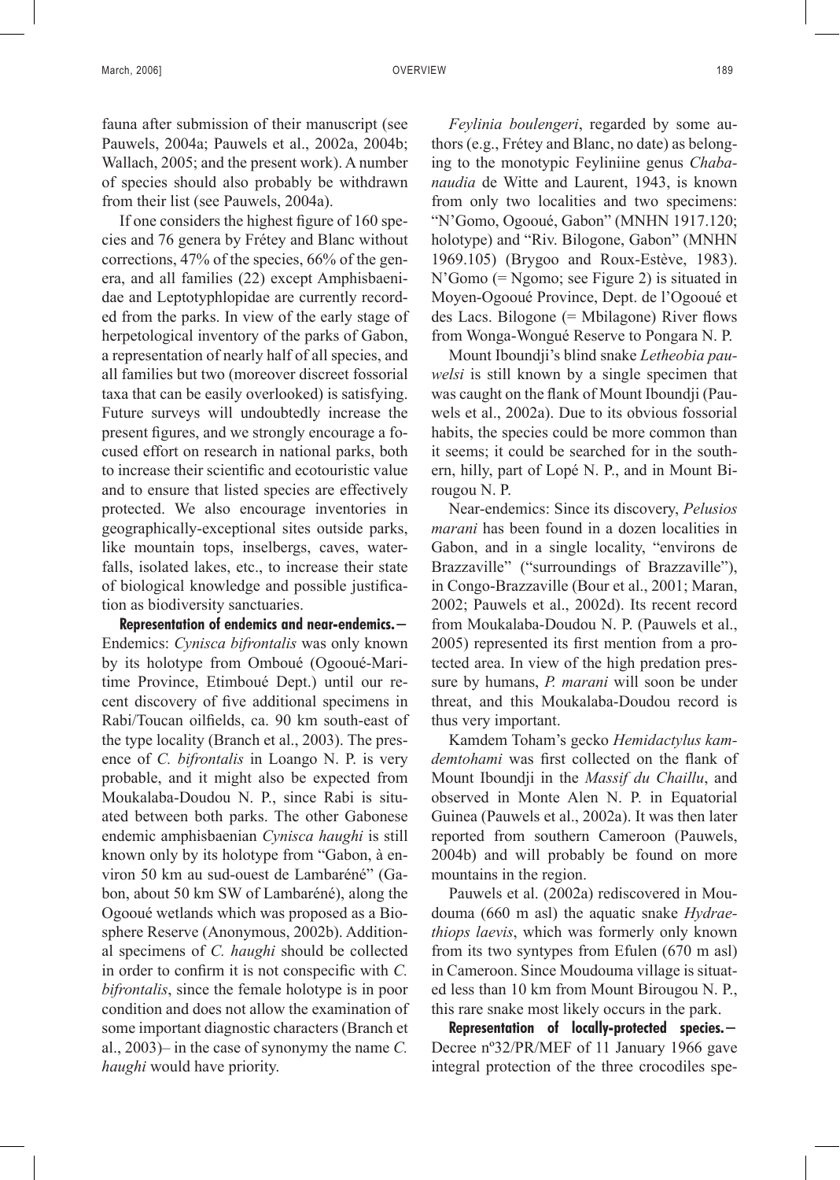fauna after submission of their manuscript (see Pauwels, 2004a; Pauwels et al., 2002a, 2004b; Wallach, 2005; and the present work). A number of species should also probably be withdrawn from their list (see Pauwels, 2004a).

If one considers the highest figure of 160 species and 76 genera by Frétey and Blanc without corrections, 47% of the species, 66% of the genera, and all families (22) except Amphisbaenidae and Leptotyphlopidae are currently recorded from the parks. In view of the early stage of herpetological inventory of the parks of Gabon, a representation of nearly half of all species, and all families but two (moreover discreet fossorial taxa that can be easily overlooked) is satisfying. Future surveys will undoubtedly increase the present figures, and we strongly encourage a focused effort on research in national parks, both to increase their scientific and ecotouristic value and to ensure that listed species are effectively protected. We also encourage inventories in geographically-exceptional sites outside parks, like mountain tops, inselbergs, caves, waterfalls, isolated lakes, etc., to increase their state of biological knowledge and possible justification as biodiversity sanctuaries.

**Representation of endemics and near-endemics.—** Endemics: *Cynisca bifrontalis* was only known by its holotype from Omboué (Ogooué-Maritime Province, Etimboué Dept.) until our recent discovery of five additional specimens in Rabi/Toucan oilfields, ca. 90 km south-east of the type locality (Branch et al., 2003). The presence of *C. bifrontalis* in Loango N. P. is very probable, and it might also be expected from Moukalaba-Doudou N. P., since Rabi is situated between both parks. The other Gabonese endemic amphisbaenian *Cynisca haughi* is still known only by its holotype from "Gabon, à environ 50 km au sud-ouest de Lambaréné" (Gabon, about 50 km SW of Lambaréné), along the Ogooué wetlands which was proposed as a Biosphere Reserve (Anonymous, 2002b). Additional specimens of *C. haughi* should be collected in order to confirm it is not conspecific with *C. bifrontalis*, since the female holotype is in poor condition and does not allow the examination of some important diagnostic characters (Branch et al., 2003)– in the case of synonymy the name *C. haughi* would have priority.

*Feylinia boulengeri*, regarded by some authors (e.g., Frétey and Blanc, no date) as belonging to the monotypic Feyliniine genus *Chabanaudia* de Witte and Laurent, 1943, is known from only two localities and two specimens: "N'Gomo, Ogooué, Gabon" (MNHN 1917.120; holotype) and "Riv. Bilogone, Gabon" (MNHN 1969.105) (Brygoo and Roux-Estève, 1983). N'Gomo (= Ngomo; see Figure 2) is situated in Moyen-Ogooué Province, Dept. de l'Ogooué et des Lacs. Bilogone (= Mbilagone) River flows from Wonga-Wongué Reserve to Pongara N. P.

Mount Iboundji's blind snake *Letheobia pauwelsi* is still known by a single specimen that was caught on the flank of Mount Iboundji (Pauwels et al., 2002a). Due to its obvious fossorial habits, the species could be more common than it seems; it could be searched for in the southern, hilly, part of Lopé N. P., and in Mount Birougou N. P.

Near-endemics: Since its discovery, *Pelusios marani* has been found in a dozen localities in Gabon, and in a single locality, "environs de Brazzaville" ("surroundings of Brazzaville"), in Congo-Brazzaville (Bour et al., 2001; Maran, 2002; Pauwels et al., 2002d). Its recent record from Moukalaba-Doudou N. P. (Pauwels et al., 2005) represented its first mention from a protected area. In view of the high predation pressure by humans, *P. marani* will soon be under threat, and this Moukalaba-Doudou record is thus very important.

Kamdem Toham's gecko *Hemidactylus kamdemtohami* was first collected on the flank of Mount Iboundji in the *Massif du Chaillu*, and observed in Monte Alen N. P. in Equatorial Guinea (Pauwels et al., 2002a). It was then later reported from southern Cameroon (Pauwels, 2004b) and will probably be found on more mountains in the region.

Pauwels et al. (2002a) rediscovered in Moudouma (660 m asl) the aquatic snake *Hydraethiops laevis*, which was formerly only known from its two syntypes from Efulen (670 m asl) in Cameroon. Since Moudouma village is situated less than 10 km from Mount Birougou N. P., this rare snake most likely occurs in the park.

**Representation of locally-protected species.—** Decree nº32/PR/MEF of 11 January 1966 gave integral protection of the three crocodiles spe-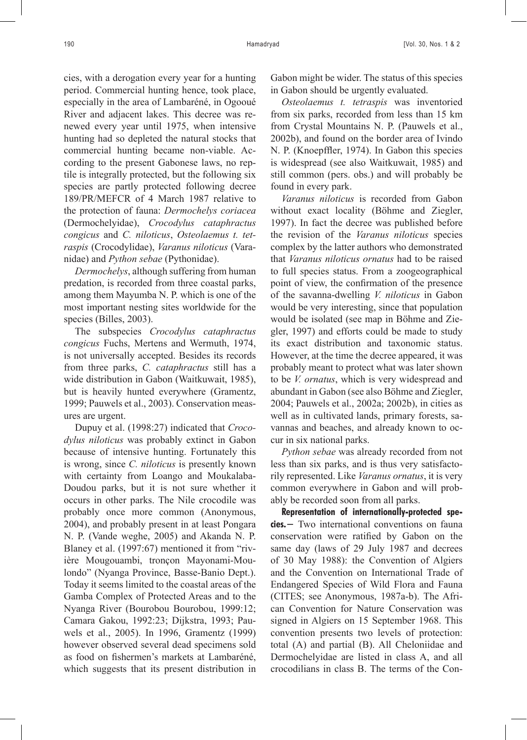cies, with a derogation every year for a hunting period. Commercial hunting hence, took place, especially in the area of Lambaréné, in Ogooué River and adjacent lakes. This decree was renewed every year until 1975, when intensive hunting had so depleted the natural stocks that commercial hunting became non-viable. According to the present Gabonese laws, no reptile is integrally protected, but the following six species are partly protected following decree 189/PR/MEFCR of 4 March 1987 relative to the protection of fauna: *Dermochelys coriacea* (Dermochelyidae), *Crocodylus cataphractus congicus* and *C. niloticus*, *Osteolaemus t. tetraspis* (Crocodylidae), *Varanus niloticus* (Varanidae) and *Python sebae* (Pythonidae).

*Dermochelys*, although suffering from human predation, is recorded from three coastal parks, among them Mayumba N. P. which is one of the most important nesting sites worldwide for the species (Billes, 2003).

The subspecies *Crocodylus cataphractus congicus* Fuchs, Mertens and Wermuth, 1974, is not universally accepted. Besides its records from three parks, *C. cataphractus* still has a wide distribution in Gabon (Waitkuwait, 1985), but is heavily hunted everywhere (Gramentz, 1999; Pauwels et al., 2003). Conservation measures are urgent.

Dupuy et al. (1998:27) indicated that *Crocodylus niloticus* was probably extinct in Gabon because of intensive hunting. Fortunately this is wrong, since *C. niloticus* is presently known with certainty from Loango and Moukalaba-Doudou parks, but it is not sure whether it occurs in other parks. The Nile crocodile was probably once more common (Anonymous, 2004), and probably present in at least Pongara N. P. (Vande weghe, 2005) and Akanda N. P. Blaney et al. (1997:67) mentioned it from "rivière Mougouambi, tronçon Mayonami-Moulondo" (Nyanga Province, Basse-Banio Dept.). Today it seems limited to the coastal areas of the Gamba Complex of Protected Areas and to the Nyanga River (Bourobou Bourobou, 1999:12; Camara Gakou, 1992:23; Dijkstra, 1993; Pauwels et al., 2005). In 1996, Gramentz (1999) however observed several dead specimens sold as food on fishermen's markets at Lambaréné, which suggests that its present distribution in Gabon might be wider. The status of this species in Gabon should be urgently evaluated.

*Osteolaemus t. tetraspis* was inventoried from six parks, recorded from less than 15 km from Crystal Mountains N. P. (Pauwels et al., 2002b), and found on the border area of Ivindo N. P. (Knoepffler, 1974). In Gabon this species is widespread (see also Waitkuwait, 1985) and still common (pers. obs.) and will probably be found in every park.

*Varanus niloticus* is recorded from Gabon without exact locality (Böhme and Ziegler, 1997). In fact the decree was published before the revision of the *Varanus niloticus* species complex by the latter authors who demonstrated that *Varanus niloticus ornatus* had to be raised to full species status. From a zoogeographical point of view, the confirmation of the presence of the savanna-dwelling *V. niloticus* in Gabon would be very interesting, since that population would be isolated (see map in Böhme and Ziegler, 1997) and efforts could be made to study its exact distribution and taxonomic status. However, at the time the decree appeared, it was probably meant to protect what was later shown to be *V. ornatus*, which is very widespread and abundant in Gabon (see also Böhme and Ziegler, 2004; Pauwels et al., 2002a; 2002b), in cities as well as in cultivated lands, primary forests, savannas and beaches, and already known to occur in six national parks.

*Python sebae* was already recorded from not less than six parks, and is thus very satisfactorily represented. Like *Varanus ornatus*, it is very common everywhere in Gabon and will probably be recorded soon from all parks.

**Representation of internationally-protected species.**— Two international conventions on fauna conservation were ratified by Gabon on the same day (laws of 29 July 1987 and decrees of 30 May 1988): the Convention of Algiers and the Convention on International Trade of Endangered Species of Wild Flora and Fauna (CITES; see Anonymous, 1987a-b). The African Convention for Nature Conservation was signed in Algiers on 15 September 1968. This convention presents two levels of protection: total (A) and partial (B). All Cheloniidae and Dermochelyidae are listed in class A, and all crocodilians in class B. The terms of the Con-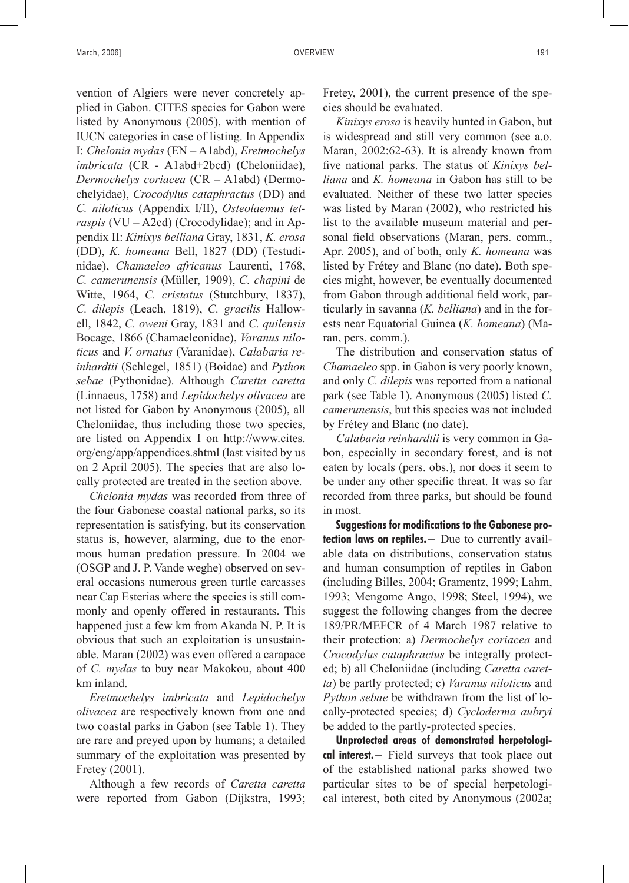vention of Algiers were never concretely applied in Gabon. CITES species for Gabon were listed by Anonymous (2005), with mention of IUCN categories in case of listing. In Appendix I: *Chelonia mydas* (EN – A1abd), *Eretmochelys imbricata* (CR - A1abd+2bcd) (Cheloniidae), *Dermochelys coriacea* (CR – A1abd) (Dermochelyidae), *Crocodylus cataphractus* (DD) and *C. niloticus* (Appendix I/II), *Osteolaemus tetraspis* (VU – A2cd) (Crocodylidae); and in Appendix II: *Kinixys belliana* Gray, 1831, *K. erosa* (DD), *K. homeana* Bell, 1827 (DD) (Testudinidae), *Chamaeleo africanus* Laurenti, 1768, *C. camerunensis* (Müller, 1909), *C. chapini* de Witte, 1964, *C. cristatus* (Stutchbury, 1837), *C. dilepis* (Leach, 1819), *C. gracilis* Hallowell, 1842, *C. oweni* Gray, 1831 and *C. quilensis* Bocage, 1866 (Chamaeleonidae), *Varanus niloticus* and *V. ornatus* (Varanidae), *Calabaria reinhardtii* (Schlegel, 1851) (Boidae) and *Python sebae* (Pythonidae). Although *Caretta caretta* (Linnaeus, 1758) and *Lepidochelys olivacea* are not listed for Gabon by Anonymous (2005), all Cheloniidae, thus including those two species, are listed on Appendix I on http://www.cites.org/eng/app/appendices.shtml (last visited by us on 2 April 2005). The species that are also locally protected are treated in the section above.

*Chelonia mydas* was recorded from three of the four Gabonese coastal national parks, so its representation is satisfying, but its conservation status is, however, alarming, due to the enormous human predation pressure. In 2004 we (OSGP and J. P. Vande weghe) observed on several occasions numerous green turtle carcasses near Cap Esterias where the species is still commonly and openly offered in restaurants. This happened just a few km from Akanda N. P. It is obvious that such an exploitation is unsustainable. Maran (2002) was even offered a carapace of *C. mydas* to buy near Makokou, about 400 km inland.

*Eretmochelys imbricata* and *Lepidochelys olivacea* are respectively known from one and two coastal parks in Gabon (see Table 1). They are rare and preyed upon by humans; a detailed summary of the exploitation was presented by Fretey (2001).

Although a few records of *Caretta caretta* were reported from Gabon (Dijkstra, 1993; Fretey, 2001), the current presence of the species should be evaluated.

*Kinixys erosa* is heavily hunted in Gabon, but is widespread and still very common (see a.o. Maran, 2002:62-63). It is already known from five national parks. The status of *Kinixys belliana* and *K. homeana* in Gabon has still to be evaluated. Neither of these two latter species was listed by Maran (2002), who restricted his list to the available museum material and personal field observations (Maran, pers. comm., Apr. 2005), and of both, only *K. homeana* was listed by Frétey and Blanc (no date). Both species might, however, be eventually documented from Gabon through additional field work, particularly in savanna (*K. belliana*) and in the forests near Equatorial Guinea (*K. homeana*) (Maran, pers. comm.).

The distribution and conservation status of *Chamaeleo* spp. in Gabon is very poorly known, and only *C. dilepis* was reported from a national park (see Table 1). Anonymous (2005) listed *C. camerunensis*, but this species was not included by Frétey and Blanc (no date).

*Calabaria reinhardtii* is very common in Gabon, especially in secondary forest, and is not eaten by locals (pers. obs.), nor does it seem to be under any other specific threat. It was so far recorded from three parks, but should be found in most.

**Suggestions for modifications to the Gabonese protection laws on reptiles.—** Due to currently available data on distributions, conservation status and human consumption of reptiles in Gabon (including Billes, 2004; Gramentz, 1999; Lahm, 1993; Mengome Ango, 1998; Steel, 1994), we suggest the following changes from the decree 189/PR/MEFCR of 4 March 1987 relative to their protection: a) *Dermochelys coriacea* and *Crocodylus cataphractus* be integrally protected; b) all Cheloniidae (including *Caretta caretta*) be partly protected; c) *Varanus niloticus* and *Python sebae* be withdrawn from the list of locally-protected species; d) *Cycloderma aubryi* be added to the partly-protected species.

**Unprotected areas of demonstrated herpetological interest.—** Field surveys that took place out of the established national parks showed two particular sites to be of special herpetological interest, both cited by Anonymous (2002a;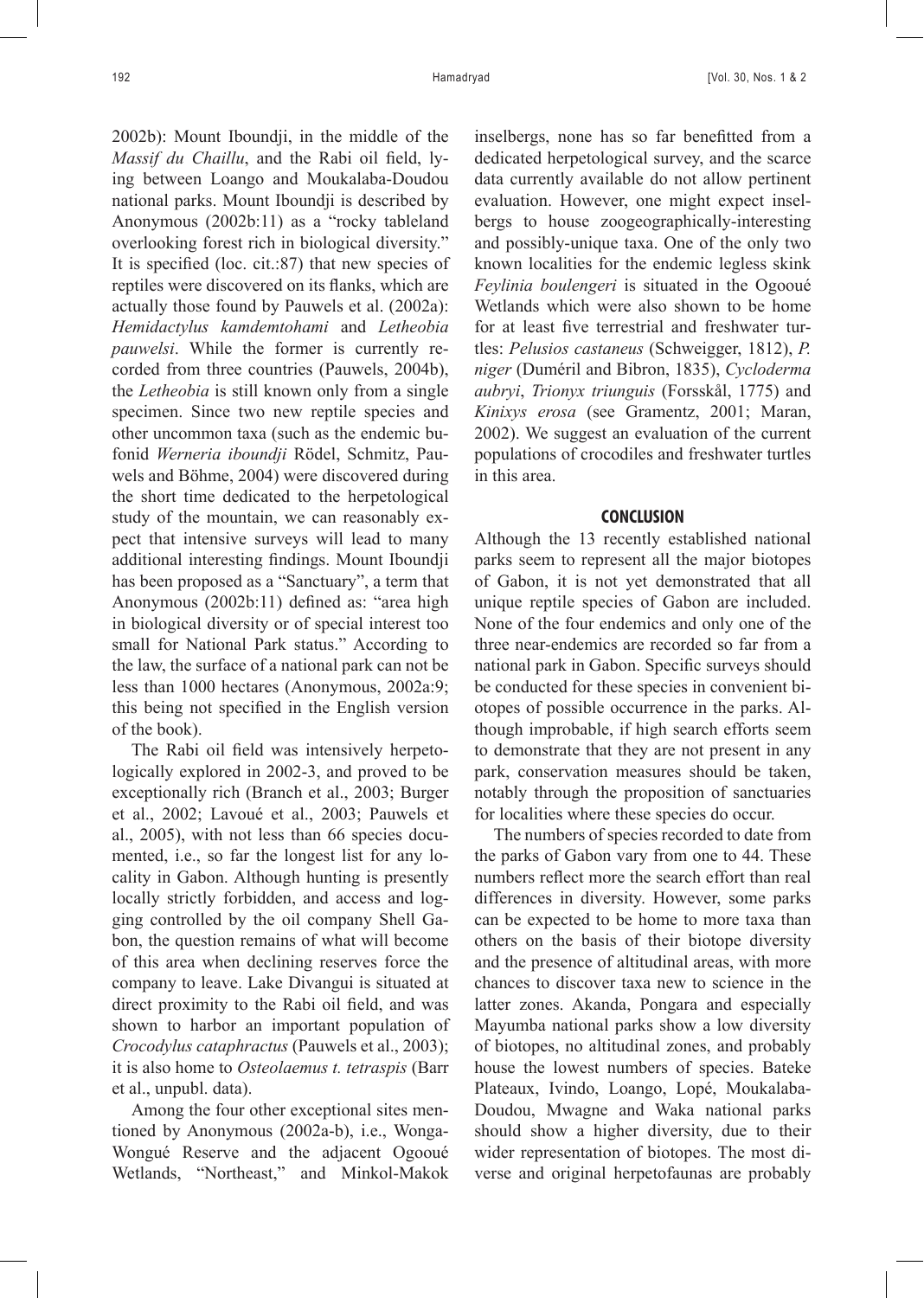2002b): Mount Iboundji, in the middle of the *Massif du Chaillu*, and the Rabi oil field, lying between Loango and Moukalaba-Doudou national parks. Mount Iboundji is described by Anonymous (2002b:11) as a "rocky tableland overlooking forest rich in biological diversity." It is specified (loc. cit.:87) that new species of reptiles were discovered on its flanks, which are actually those found by Pauwels et al. (2002a): *Hemidactylus kamdemtohami* and *Letheobia pauwelsi*. While the former is currently recorded from three countries (Pauwels, 2004b), the *Letheobia* is still known only from a single specimen. Since two new reptile species and other uncommon taxa (such as the endemic bufonid *Werneria iboundji* Rödel, Schmitz, Pauwels and Böhme, 2004) were discovered during the short time dedicated to the herpetological study of the mountain, we can reasonably expect that intensive surveys will lead to many additional interesting findings. Mount Iboundji has been proposed as a "Sanctuary", a term that Anonymous (2002b:11) defined as: "area high in biological diversity or of special interest too small for National Park status." According to the law, the surface of a national park can not be less than 1000 hectares (Anonymous, 2002a:9; this being not specified in the English version of the book).

The Rabi oil field was intensively herpetologically explored in 2002-3, and proved to be exceptionally rich (Branch et al., 2003; Burger et al., 2002; Lavoué et al., 2003; Pauwels et al., 2005), with not less than 66 species documented, i.e., so far the longest list for any locality in Gabon. Although hunting is presently locally strictly forbidden, and access and logging controlled by the oil company Shell Gabon, the question remains of what will become of this area when declining reserves force the company to leave. Lake Divangui is situated at direct proximity to the Rabi oil field, and was shown to harbor an important population of *Crocodylus cataphractus* (Pauwels et al., 2003); it is also home to *Osteolaemus t. tetraspis* (Barr et al., unpubl. data).

Among the four other exceptional sites mentioned by Anonymous (2002a-b), i.e., Wonga-Wongué Reserve and the adjacent Ogooué Wetlands, "Northeast," and Minkol-Makok inselbergs, none has so far benefitted from a dedicated herpetological survey, and the scarce data currently available do not allow pertinent evaluation. However, one might expect inselbergs to house zoogeographically-interesting and possibly-unique taxa. One of the only two known localities for the endemic legless skink *Feylinia boulengeri* is situated in the Ogooué Wetlands which were also shown to be home for at least five terrestrial and freshwater turtles: *Pelusios castaneus* (Schweigger, 1812), *P. niger* (Duméril and Bibron, 1835), *Cycloderma aubryi*, *Trionyx triunguis* (Forsskål, 1775) and *Kinixys erosa* (see Gramentz, 2001; Maran, 2002). We suggest an evaluation of the current populations of crocodiles and freshwater turtles in this area.

## CONCLUSION

Although the 13 recently established national parks seem to represent all the major biotopes of Gabon, it is not yet demonstrated that all unique reptile species of Gabon are included. None of the four endemics and only one of the three near-endemics are recorded so far from a national park in Gabon. Specific surveys should be conducted for these species in convenient biotopes of possible occurrence in the parks. Although improbable, if high search efforts seem to demonstrate that they are not present in any park, conservation measures should be taken, notably through the proposition of sanctuaries for localities where these species do occur.

The numbers of species recorded to date from the parks of Gabon vary from one to 44. These numbers reflect more the search effort than real differences in diversity. However, some parks can be expected to be home to more taxa than others on the basis of their biotope diversity and the presence of altitudinal areas, with more chances to discover taxa new to science in the latter zones. Akanda, Pongara and especially Mayumba national parks show a low diversity of biotopes, no altitudinal zones, and probably house the lowest numbers of species. Bateke Plateaux, Ivindo, Loango, Lopé, Moukalaba-Doudou, Mwagne and Waka national parks should show a higher diversity, due to their wider representation of biotopes. The most diverse and original herpetofaunas are probably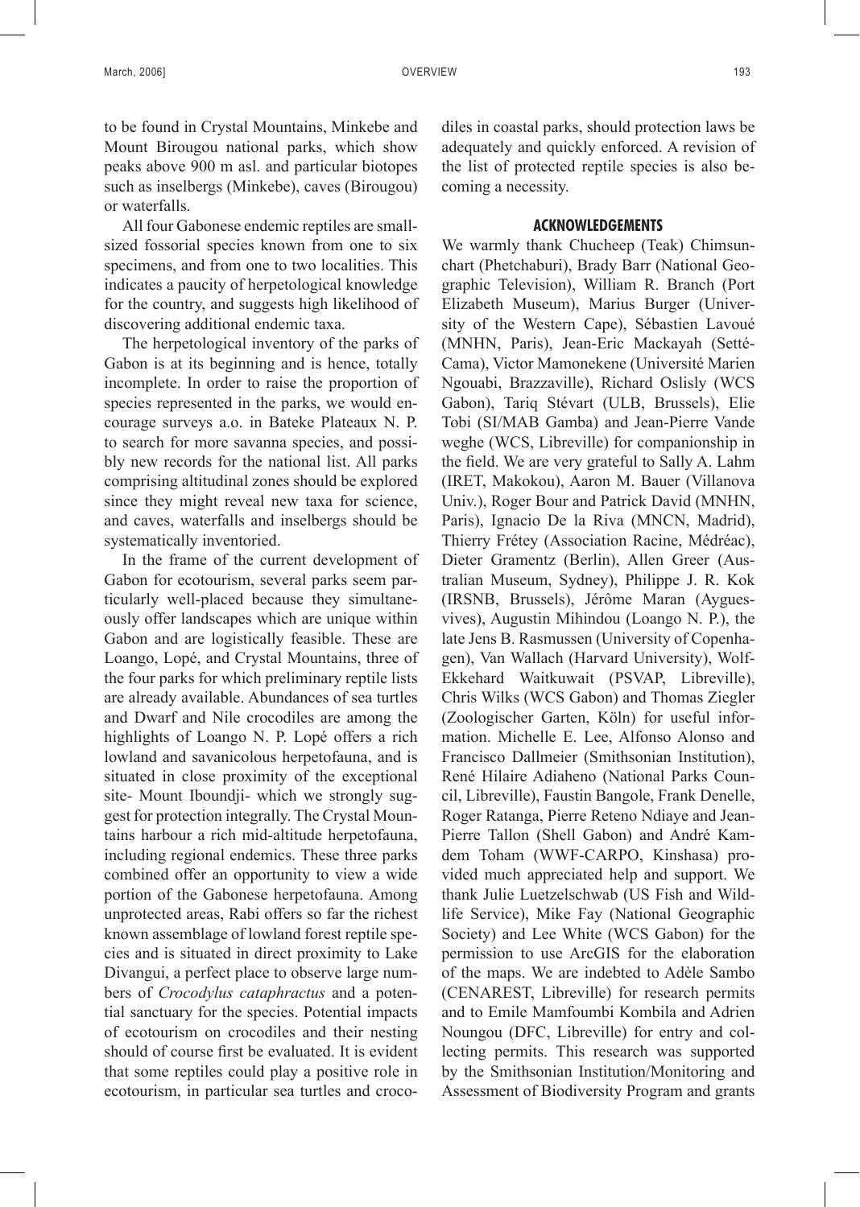to be found in Crystal Mountains, Minkebe and Mount Birougou national parks, which show peaks above 900 m asl. and particular biotopes such as inselbergs (Minkebe), caves (Birougou) or waterfalls.

All four Gabonese endemic reptiles are small-sized fossorial species known from one to six specimens, and from one to two localities. This indicates a paucity of herpetological knowledge for the country, and suggests high likelihood of discovering additional endemic taxa.

The herpetological inventory of the parks of Gabon is at its beginning and is hence, totally incomplete. In order to raise the proportion of species represented in the parks, we would encourage surveys a.o. in Bateke Plateaux N. P. to search for more savanna species, and possibly new records for the national list. All parks comprising altitudinal zones should be explored since they might reveal new taxa for science, and caves, waterfalls and inselbergs should be systematically inventoried.

In the frame of the current development of Gabon for ecotourism, several parks seem particularly well-placed because they simultaneously offer landscapes which are unique within Gabon and are logistically feasible. These are Loango, Lopé, and Crystal Mountains, three of the four parks for which preliminary reptile lists are already available. Abundances of sea turtles and Dwarf and Nile crocodiles are among the highlights of Loango N. P. Lopé offers a rich lowland and savanicolous herpetofauna, and is situated in close proximity of the exceptional site- Mount Iboundji- which we strongly suggest for protection integrally. The Crystal Mountains harbour a rich mid-altitude herpetofauna, including regional endemics. These three parks combined offer an opportunity to view a wide portion of the Gabonese herpetofauna. Among unprotected areas, Rabi offers so far the richest known assemblage of lowland forest reptile species and is situated in direct proximity to Lake Divangui, a perfect place to observe large numbers of *Crocodylus cataphractus* and a potential sanctuary for the species. Potential impacts of ecotourism on crocodiles and their nesting should of course first be evaluated. It is evident that some reptiles could play a positive role in ecotourism, in particular sea turtles and crocodiles in coastal parks, should protection laws be adequately and quickly enforced. A revision of the list of protected reptile species is also becoming a necessity.

## ACKNOWLEDGEMENTS

We warmly thank Chucheep (Teak) Chimsunchart (Phetchaburi), Brady Barr (National Geographic Television), William R. Branch (Port Elizabeth Museum), Marius Burger (University of the Western Cape), Sébastien Lavoué (MNHN, Paris), Jean-Eric Mackayah (Setté-Cama), Victor Mamonekene (Université Marien Ngouabi, Brazzaville), Richard Oslisly (WCS Gabon), Tariq Stévart (ULB, Brussels), Elie Tobi (SI/MAB Gamba) and Jean-Pierre Vande weghe (WCS, Libreville) for companionship in the field. We are very grateful to Sally A. Lahm (IRET, Makokou), Aaron M. Bauer (Villanova Univ.), Roger Bour and Patrick David (MNHN, Paris), Ignacio De la Riva (MNCN, Madrid), Thierry Frétey (Association Racine, Médréac), Dieter Gramentz (Berlin), Allen Greer (Australian Museum, Sydney), Philippe J. R. Kok (IRSNB, Brussels), Jérôme Maran (Ayguesvives), Augustin Mihindou (Loango N. P.), the late Jens B. Rasmussen (University of Copenhagen), Van Wallach (Harvard University), Wolf-Ekkehard Waitkuwait (PSVAP, Libreville), Chris Wilks (WCS Gabon) and Thomas Ziegler (Zoologischer Garten, Köln) for useful information. Michelle E. Lee, Alfonso Alonso and Francisco Dallmeier (Smithsonian Institution), René Hilaire Adiaheno (National Parks Council, Libreville), Faustin Bangole, Frank Denelle, Roger Ratanga, Pierre Reteno Ndiaye and Jean-Pierre Tallon (Shell Gabon) and André Kamdem Toham (WWF-CARPO, Kinshasa) provided much appreciated help and support. We thank Julie Luetzelschwab (US Fish and Wildlife Service), Mike Fay (National Geographic Society) and Lee White (WCS Gabon) for the permission to use ArcGIS for the elaboration of the maps. We are indebted to Adèle Sambo (CENAREST, Libreville) for research permits and to Emile Mamfoumbi Kombila and Adrien Noungou (DFC, Libreville) for entry and collecting permits. This research was supported by the Smithsonian Institution/Monitoring and Assessment of Biodiversity Program and grants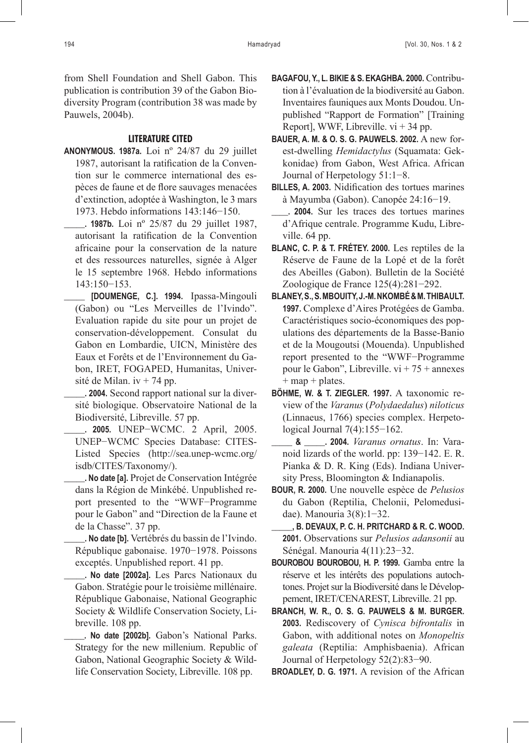from Shell Foundation and Shell Gabon. This publication is contribution 39 of the Gabon Biodiversity Program (contribution 38 was made by Pauwels, 2004b).

## LITERATURE CITED

**ANONYMOUS. 1987a.** Loi nº 24/87 du 29 juillet 1987, autorisant la ratification de la Convention sur le commerce international des espèces de faune et de flore sauvages menacées d'extinction, adoptée à Washington, le 3 mars 1973. Hebdo informations 143:146−150.

**_____. 1987b.** Loi nº 25/87 du 29 juillet 1987, autorisant la ratification de la Convention africaine pour la conservation de la nature et des ressources naturelles, signée à Alger le 15 septembre 1968. Hebdo informations 143:150−153.

**_____ [DOUMENGE, C.]. 1994.** Ipassa-Mingouli (Gabon) ou "Les Merveilles de l'Ivindo". Evaluation rapide du site pour un projet de conservation-développement. Consulat du Gabon en Lombardie, UICN, Ministère des Eaux et Forêts et de l'Environnement du Gabon, IRET, FOGAPED, Humanitas, Université de Milan. iv + 74 pp.

**_____. 2004.** Second rapport national sur la diversité biologique. Observatoire National de la Biodiversité, Libreville. 57 pp.

**_____. 2005.** UNEP−WCMC. 2 April, 2005. UNEP−WCMC Species Database: CITES-Listed Species (http://sea.unep-wcmc.org/isdb/CITES/Taxonomy/).

**_____. No date [a].** Projet de Conservation Intégrée dans la Région de Minkébé. Unpublished report presented to the "WWF−Programme pour le Gabon" and "Direction de la Faune et de la Chasse". 37 pp.

**_____. No date [b].** Vertébrés du bassin de l'Ivindo. République gabonaise. 1970−1978. Poissons exceptés. Unpublished report. 41 pp.

**_____. No date [2002a].** Les Parcs Nationaux du Gabon. Stratégie pour le troisième millénaire. République Gabonaise, National Geographic Society & Wildlife Conservation Society, Libreville. 108 pp.

**_____. No date [2002b].** Gabon's National Parks. Strategy for the new millenium. Republic of Gabon, National Geographic Society & Wildlife Conservation Society, Libreville. 108 pp.

**BAGAFOU, Y., L. BIKIE & S. EKAGHBA. 2000.** Contribution à l'évaluation de la biodiversité au Gabon. Inventaires fauniques aux Monts Doudou. Unpublished "Rapport de Formation" [Training Report], WWF, Libreville. vi + 34 pp.

**BAUER, A. M. & O. S. G. PAUWELS. 2002.** A new forest-dwelling *Hemidactylus* (Squamata: Gekkonidae) from Gabon, West Africa. African Journal of Herpetology 51:1−8.

**BILLES, A. 2003.** Nidification des tortues marines à Mayumba (Gabon). Canopée 24:16−19.

**___. 2004.** Sur les traces des tortues marines d'Afrique centrale. Programme Kudu, Libreville. 64 pp.

**BLANC, C. P. & T. FRÉTEY. 2000.** Les reptiles de la Réserve de Faune de la Lopé et de la forêt des Abeilles (Gabon). Bulletin de la Société Zoologique de France 125(4):281−292.

**BLANEY, S., S. MBOUITY, J.-M. NKOMBÉ & M. THIBAULT. 1997.** Complexe d'Aires Protégées de Gamba. Caractéristiques socio-économiques des populations des départements de la Basse-Banio et de la Mougoutsi (Mouenda). Unpublished report presented to the "WWF−Programme pour le Gabon", Libreville. vi + 75 + annexes + map + plates.

**BÖHME, W. & T. ZIEGLER. 1997.** A taxonomic review of the *Varanus* (*Polydaedalus*) *niloticus* (Linnaeus, 1766) species complex. Herpetological Journal 7(4):155−162.

**_____ & _____. 2004.** *Varanus ornatus*. In: Varanoid lizards of the world. pp: 139−142. E. R. Pianka & D. R. King (Eds). Indiana University Press, Bloomington & Indianapolis.

**BOUR, R. 2000.** Une nouvelle espèce de *Pelusios* du Gabon (Reptilia, Chelonii, Pelomedusidae). Manouria 3(8):1−32.

**_____, B. DEVAUX, P. C. H. PRITCHARD & R. C. WOOD. 2001.** Observations sur *Pelusios adansonii* au Sénégal. Manouria 4(11):23−32.

**BOUROBOU BOUROBOU, H. P. 1999.** Gamba entre la réserve et les intérêts des populations autochtones. Projet sur la Biodiversité dans le Développement, IRET/CENAREST, Libreville. 21 pp.

**BRANCH, W. R., O. S. G. PAUWELS & M. BURGER. 2003.** Rediscovery of *Cynisca bifrontalis* in Gabon, with additional notes on *Monopeltis galeata* (Reptilia: Amphisbaenia). African Journal of Herpetology 52(2):83−90.

**BROADLEY, D. G. 1971.** A revision of the African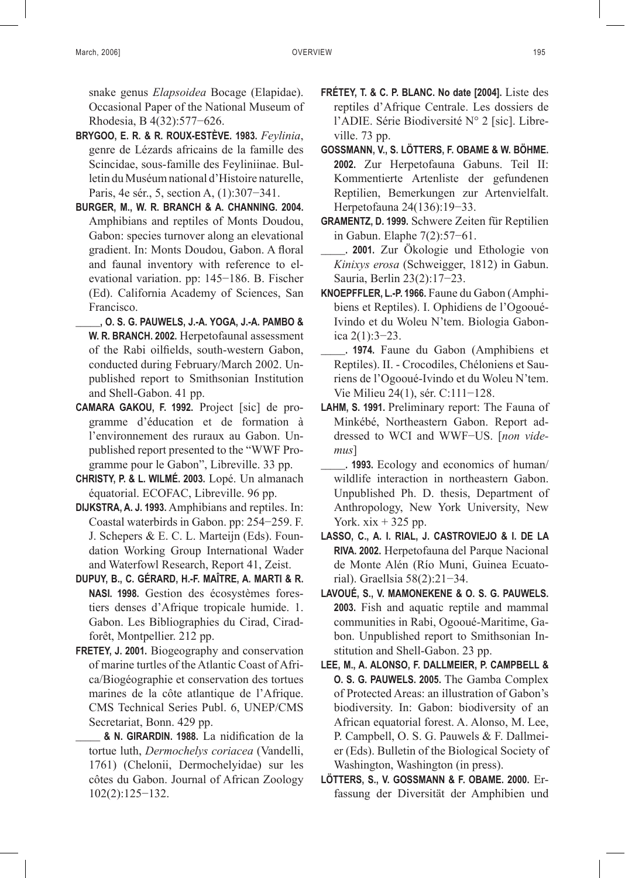snake genus *Elapsoidea* Bocage (Elapidae). Occasional Paper of the National Museum of Rhodesia, B 4(32):577−626.

**BRYGOO, E. R. & R. ROUX-ESTÈVE. 1983.** *Feylinia*, genre de Lézards africains de la famille des Scincidae, sous-famille des Feyliniinae. Bulletin du Muséum national d'Histoire naturelle, Paris, 4e sér., 5, section A, (1):307−341.

**BURGER, M., W. R. BRANCH & A. CHANNING. 2004.** Amphibians and reptiles of Monts Doudou, Gabon: species turnover along an elevational gradient. In: Monts Doudou, Gabon. A floral and faunal inventory with reference to elevational variation. pp: 145−186. B. Fischer (Ed). California Academy of Sciences, San Francisco.

**_____, O. S. G. PAUWELS, J.-A. YOGA, J.-A. PAMBO & W. R. BRANCH. 2002.** Herpetofaunal assessment of the Rabi oilfields, south-western Gabon, conducted during February/March 2002. Unpublished report to Smithsonian Institution and Shell-Gabon. 41 pp.

**CAMARA GAKOU, F. 1992.** Project [sic] de programme d'éducation et de formation à l'environnement des ruraux au Gabon. Unpublished report presented to the "WWF Programme pour le Gabon", Libreville. 33 pp.

**CHRISTY, P. & L. WILMÉ. 2003.** Lopé. Un almanach équatorial. ECOFAC, Libreville. 96 pp.

**DIJKSTRA, A. J. 1993.** Amphibians and reptiles. In: Coastal waterbirds in Gabon. pp: 254−259. F. J. Schepers & E. C. L. Marteijn (Eds). Foundation Working Group International Wader and Waterfowl Research, Report 41, Zeist.

**DUPUY, B., C. GÉRARD, H.-F. MAÎTRE, A. MARTI & R. NASI. 1998.** Gestion des écosystèmes forestiers denses d'Afrique tropicale humide. 1. Gabon. Les Bibliographies du Cirad, Cirad-forêt, Montpellier. 212 pp.

**FRETEY, J. 2001.** Biogeography and conservation of marine turtles of the Atlantic Coast of Africa/Biogéographie et conservation des tortues marines de la côte atlantique de l'Afrique. CMS Technical Series Publ. 6, UNEP/CMS Secretariat, Bonn. 429 pp.

**_____ & N. GIRARDIN. 1988.** La nidification de la tortue luth, *Dermochelys coriacea* (Vandelli, 1761) (Chelonii, Dermochelyidae) sur les côtes du Gabon. Journal of African Zoology 102(2):125−132.

**FRÉTEY, T. & C. P. BLANC. No date [2004].** Liste des reptiles d'Afrique Centrale. Les dossiers de l'ADIE. Série Biodiversité N° 2 [sic]. Libreville. 73 pp.

**GOSSMANN, V., S. LÖTTERS, F. OBAME & W. BÖHME. 2002.** Zur Herpetofauna Gabuns. Teil II: Kommentierte Artenliste der gefundenen Reptilien, Bemerkungen zur Artenvielfalt. Herpetofauna 24(136):19−33.

**GRAMENTZ, D. 1999.** Schwere Zeiten für Reptilien in Gabun. Elaphe 7(2):57−61.

**_____. 2001.** Zur Ökologie und Ethologie von *Kinixys erosa* (Schweigger, 1812) in Gabun. Sauria, Berlin 23(2):17−23.

**KNOEPFFLER, L.-P. 1966.** Faune du Gabon (Amphibiens et Reptiles). I. Ophidiens de l'Ogooué-Ivindo et du Woleu N'tem. Biologia Gabonica 2(1):3−23.

**_____. 1974.** Faune du Gabon (Amphibiens et Reptiles). II. - Crocodiles, Chéloniens et Sauriens de l'Ogooué-Ivindo et du Woleu N'tem. Vie Milieu 24(1), sér. C:111−128.

**LAHM, S. 1991.** Preliminary report: The Fauna of Minkébé, Northeastern Gabon. Report addressed to WCI and WWF−US. [*non videmus*]

**_____. 1993.** Ecology and economics of human/ wildlife interaction in northeastern Gabon. Unpublished Ph. D. thesis, Department of Anthropology, New York University, New York. xix + 325 pp.

**LASSO, C., A. I. RIAL, J. CASTROVIEJO & I. DE LA RIVA. 2002.** Herpetofauna del Parque Nacional de Monte Alén (Río Muni, Guinea Ecuatorial). Graellsia 58(2):21−34.

**LAVOUÉ, S., V. MAMONEKENE & O. S. G. PAUWELS. 2003.** Fish and aquatic reptile and mammal communities in Rabi, Ogooué-Maritime, Gabon. Unpublished report to Smithsonian Institution and Shell-Gabon. 23 pp.

**LEE, M., A. ALONSO, F. DALLMEIER, P. CAMPBELL & O. S. G. PAUWELS. 2005.** The Gamba Complex of Protected Areas: an illustration of Gabon's biodiversity. In: Gabon: biodiversity of an African equatorial forest. A. Alonso, M. Lee, P. Campbell, O. S. G. Pauwels & F. Dallmeier (Eds). Bulletin of the Biological Society of Washington, Washington (in press).

**LÖTTERS, S., V. GOSSMANN & F. OBAME. 2000.** Erfassung der Diversität der Amphibien und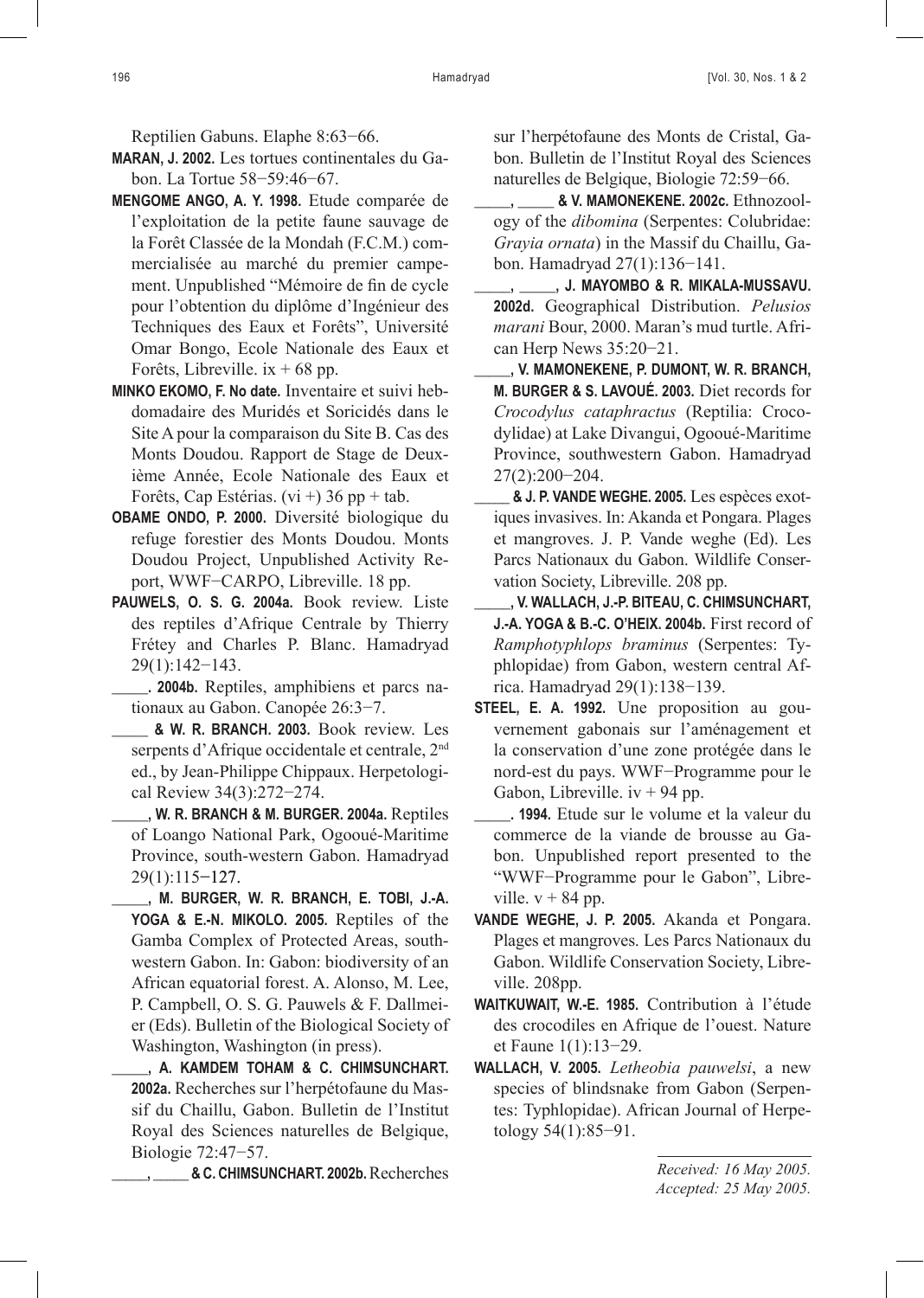Reptilien Gabuns. Elaphe 8:63−66.

**MARAN, J. 2002.** Les tortues continentales du Gabon. La Tortue 58−59:46−67.

**MENGOME ANGO, A. Y. 1998.** Etude comparée de l'exploitation de la petite faune sauvage de la Forêt Classée de la Mondah (F.C.M.) commercialisée au marché du premier campement. Unpublished "Mémoire de fin de cycle pour l'obtention du diplôme d'Ingénieur des Techniques des Eaux et Forêts", Université Omar Bongo, Ecole Nationale des Eaux et Forêts, Libreville. ix + 68 pp.

**MINKO EKOMO, F. No date.** Inventaire et suivi hebdomadaire des Muridés et Soricidés dans le Site A pour la comparaison du Site B. Cas des Monts Doudou. Rapport de Stage de Deuxième Année, Ecole Nationale des Eaux et Forêts, Cap Estérias. (vi +) 36 pp + tab.

**OBAME ONDO, P. 2000.** Diversité biologique du refuge forestier des Monts Doudou. Monts Doudou Project, Unpublished Activity Report, WWF−CARPO, Libreville. 18 pp.

**PAUWELS, O. S. G. 2004a.** Book review. Liste des reptiles d'Afrique Centrale by Thierry Frétey and Charles P. Blanc. Hamadryad 29(1):142−143.

**\_\_\_\_\_. 2004b.** Reptiles, amphibiens et parcs nationaux au Gabon. Canopée 26:3−7.

**\_\_\_\_\_ & W. R. BRANCH. 2003.** Book review. Les serpents d'Afrique occidentale et centrale, 2nd ed., by Jean-Philippe Chippaux. Herpetological Review 34(3):272−274.

**\_\_\_\_\_, W. R. BRANCH & M. BURGER. 2004a.** Reptiles of Loango National Park, Ogooué-Maritime Province, south-western Gabon. Hamadryad 29(1):115−127.

**\_\_\_\_\_, M. BURGER, W. R. BRANCH, E. TOBI, J.-A. YOGA & E.-N. MIKOLO. 2005.** Reptiles of the Gamba Complex of Protected Areas, southwestern Gabon. In: Gabon: biodiversity of an African equatorial forest. A. Alonso, M. Lee, P. Campbell, O. S. G. Pauwels & F. Dallmeier (Eds). Bulletin of the Biological Society of Washington, Washington (in press).

**\_\_\_\_\_, A. KAMDEM TOHAM & C. CHIMSUNCHART. 2002a.** Recherches sur l'herpétofaune du Massif du Chaillu, Gabon. Bulletin de l'Institut Royal des Sciences naturelles de Belgique, Biologie 72:47−57.

**\_\_\_\_\_, \_\_\_\_\_ & C. CHIMSUNCHART. 2002b.** Recherches sur l'herpétofaune des Monts de Cristal, Gabon. Bulletin de l'Institut Royal des Sciences naturelles de Belgique, Biologie 72:59−66.

**\_\_\_\_\_, \_\_\_\_\_ & V. MAMONEKENE. 2002c.** Ethnozoology of the *dibomina* (Serpentes: Colubridae: *Grayia ornata*) in the Massif du Chaillu, Gabon. Hamadryad 27(1):136−141.

**\_\_\_\_\_, \_\_\_\_\_, J. MAYOMBO & R. MIKALA-MUSSAVU. 2002d.** Geographical Distribution. *Pelusios marani* Bour, 2000. Maran's mud turtle. African Herp News 35:20−21.

**\_\_\_\_\_, V. MAMONEKENE, P. DUMONT, W. R. BRANCH, M. BURGER & S. LAVOUÉ. 2003.** Diet records for *Crocodylus cataphractus* (Reptilia: Crocodylidae) at Lake Divangui, Ogooué-Maritime Province, southwestern Gabon. Hamadryad 27(2):200−204.

**\_\_\_\_\_ & J. P. VANDE WEGHE. 2005.** Les espèces exotiques invasives. In: Akanda et Pongara. Plages et mangroves. J. P. Vande weghe (Ed). Les Parcs Nationaux du Gabon. Wildlife Conservation Society, Libreville. 208 pp.

**\_\_\_\_\_, V. WALLACH, J.-P. BITEAU, C. CHIMSUNCHART, J.-A. YOGA & B.-C. O'HEIX. 2004b.** First record of *Ramphotyphlops braminus* (Serpentes: Typhlopidae) from Gabon, western central Africa. Hamadryad 29(1):138−139.

**STEEL, E. A. 1992.** Une proposition au gouvernement gabonais sur l'aménagement et la conservation d'une zone protégée dans le nord-est du pays. WWF−Programme pour le Gabon, Libreville. iv + 94 pp.

**\_\_\_\_\_. 1994.** Etude sur le volume et la valeur du commerce de la viande de brousse au Gabon. Unpublished report presented to the "WWF−Programme pour le Gabon", Libreville. v + 84 pp.

**VANDE WEGHE, J. P. 2005.** Akanda et Pongara. Plages et mangroves. Les Parcs Nationaux du Gabon. Wildlife Conservation Society, Libreville. 208pp.

**WAITKUWAIT, W.-E. 1985.** Contribution à l'étude des crocodiles en Afrique de l'ouest. Nature et Faune 1(1):13−29.

**WALLACH, V. 2005.** *Letheobia pauwelsi*, a new species of blindsnake from Gabon (Serpentes: Typhlopidae). African Journal of Herpetology 54(1):85−91.

*Received: 16 May 2005.*
*Accepted: 25 May 2005.*